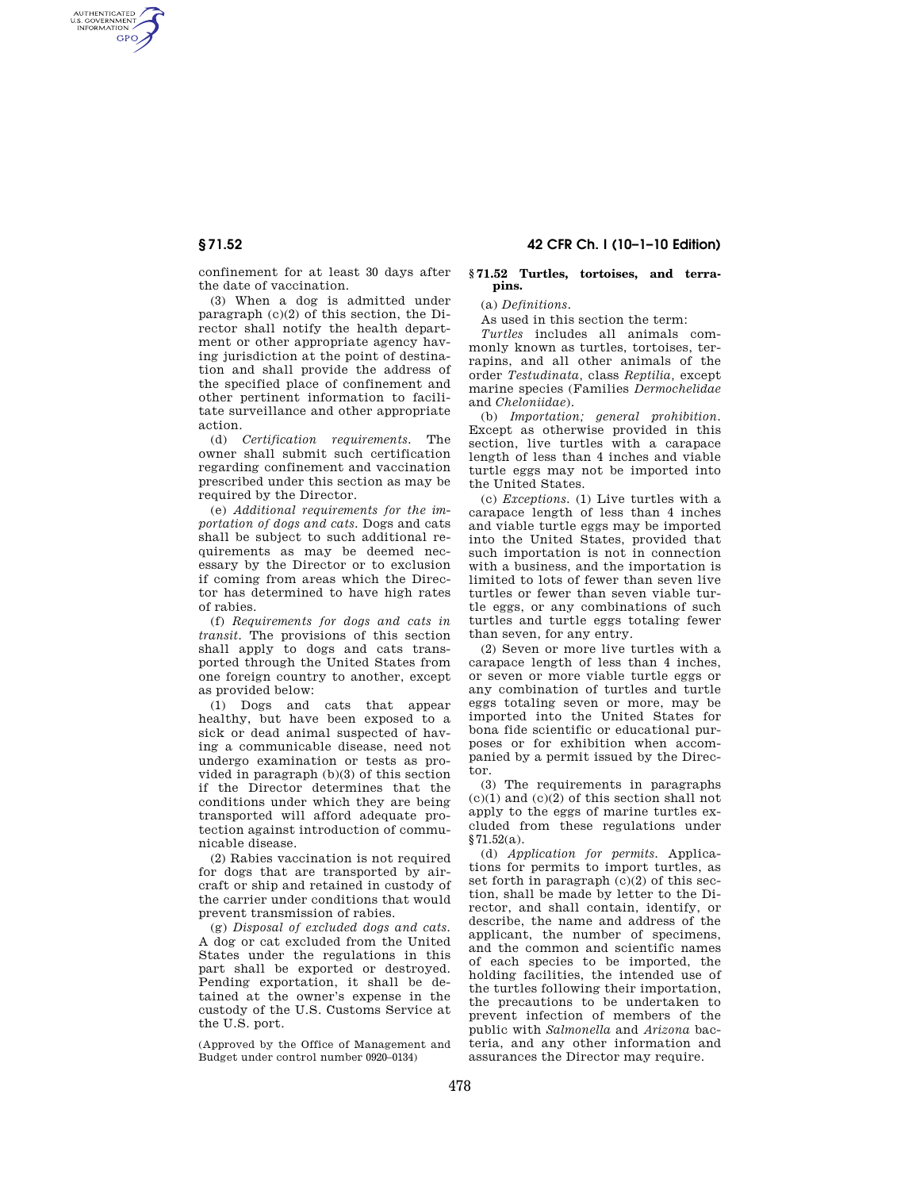confinement for at least 30 days after the date of vaccination.

(3) When a dog is admitted under paragraph (c)(2) of this section, the Director shall notify the health department or other appropriate agency having jurisdiction at the point of destination and shall provide the address of the specified place of confinement and other pertinent information to facilitate surveillance and other appropriate action.

(d) *Certification requirements.* The owner shall submit such certification regarding confinement and vaccination prescribed under this section as may be required by the Director.

(e) *Additional requirements for the importation of dogs and cats.* Dogs and cats shall be subject to such additional requirements as may be deemed necessary by the Director or to exclusion if coming from areas which the Director has determined to have high rates of rabies.

(f) *Requirements for dogs and cats in transit.* The provisions of this section shall apply to dogs and cats transported through the United States from one foreign country to another, except as provided below:

(1) Dogs and cats that appear healthy, but have been exposed to a sick or dead animal suspected of having a communicable disease, need not undergo examination or tests as provided in paragraph (b)(3) of this section if the Director determines that the conditions under which they are being transported will afford adequate protection against introduction of communicable disease.

(2) Rabies vaccination is not required for dogs that are transported by aircraft or ship and retained in custody of the carrier under conditions that would prevent transmission of rabies.

(g) *Disposal of excluded dogs and cats.* A dog or cat excluded from the United States under the regulations in this part shall be exported or destroyed. Pending exportation, it shall be detained at the owner's expense in the custody of the U.S. Customs Service at the U.S. port.

(Approved by the Office of Management and Budget under control number 0920–0134)

## § 71.52 Turtles, tortoises, and terrapins.

(a) *Definitions.*

As used in this section the term:

*Turtles* includes all animals commonly known as turtles, tortoises, terrapins, and all other animals of the order *Testudinata,* class *Reptilia,* except marine species (Families *Dermochelidae* and *Cheloniidae*).

(b) *Importation; general prohibition.* Except as otherwise provided in this section, live turtles with a carapace length of less than 4 inches and viable turtle eggs may not be imported into the United States.

(c) *Exceptions.* (1) Live turtles with a carapace length of less than 4 inches and viable turtle eggs may be imported into the United States, provided that such importation is not in connection with a business, and the importation is limited to lots of fewer than seven live turtles or fewer than seven viable turtle eggs, or any combinations of such turtles and turtle eggs totaling fewer than seven, for any entry.

(2) Seven or more live turtles with a carapace length of less than 4 inches, or seven or more viable turtle eggs or any combination of turtles and turtle eggs totaling seven or more, may be imported into the United States for bona fide scientific or educational purposes or for exhibition when accompanied by a permit issued by the Director.

(3) The requirements in paragraphs (c)(1) and (c)(2) of this section shall not apply to the eggs of marine turtles excluded from these regulations under §71.52(a).

(d) *Application for permits.* Applications for permits to import turtles, as set forth in paragraph (c)(2) of this section, shall be made by letter to the Director, and shall contain, identify, or describe, the name and address of the applicant, the number of specimens, and the common and scientific names of each species to be imported, the holding facilities, the intended use of the turtles following their importation, the precautions to be undertaken to prevent infection of members of the public with *Salmonella* and *Arizona* bacteria, and any other information and assurances the Director may require.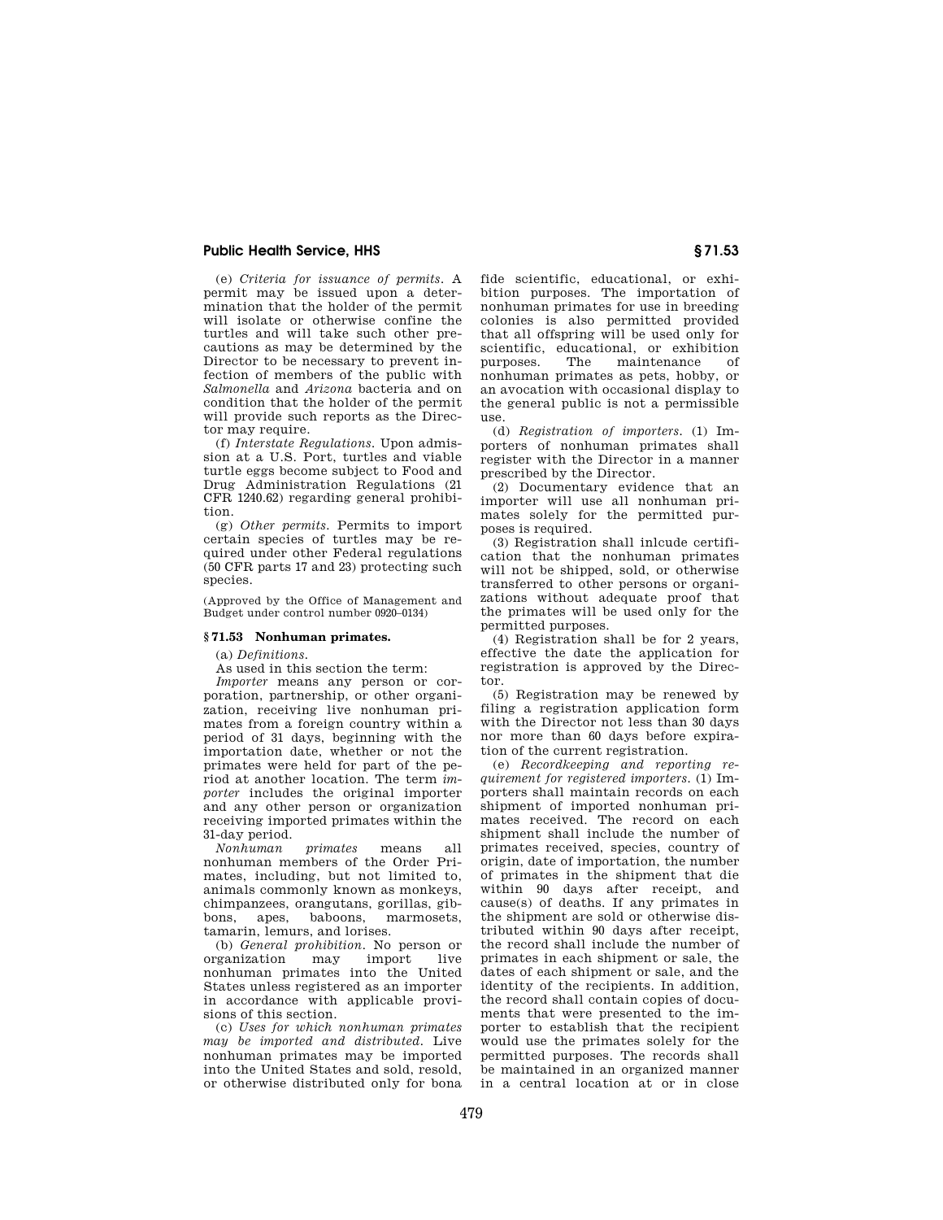(e) *Criteria for issuance of permits.* A permit may be issued upon a determination that the holder of the permit will isolate or otherwise confine the turtles and will take such other precautions as may be determined by the Director to be necessary to prevent infection of members of the public with *Salmonella* and *Arizona* bacteria and on condition that the holder of the permit will provide such reports as the Director may require.

(f) *Interstate Regulations.* Upon admission at a U.S. Port, turtles and viable turtle eggs become subject to Food and Drug Administration Regulations (21 CFR 1240.62) regarding general prohibition.

(g) *Other permits.* Permits to import certain species of turtles may be required under other Federal regulations (50 CFR parts 17 and 23) protecting such species.

(Approved by the Office of Management and Budget under control number 0920–0134)

### § 71.53 Nonhuman primates.

(a) *Definitions.*

As used in this section the term:

*Importer* means any person or corporation, partnership, or other organization, receiving live nonhuman primates from a foreign country within a period of 31 days, beginning with the importation date, whether or not the primates were held for part of the period at another location. The term *importer* includes the original importer and any other person or organization receiving imported primates within the 31-day period.

*Nonhuman primates* means all nonhuman members of the Order Primates, including, but not limited to, animals commonly known as monkeys, chimpanzees, orangutans, gorillas, gibbons, apes, baboons, marmosets, tamarin, lemurs, and lorises.

(b) *General prohibition.* No person or organization may import live nonhuman primates into the United States unless registered as an importer in accordance with applicable provisions of this section.

(c) *Uses for which nonhuman primates may be imported and distributed.* Live nonhuman primates may be imported into the United States and sold, resold, or otherwise distributed only for bona fide scientific, educational, or exhibition purposes. The importation of nonhuman primates for use in breeding colonies is also permitted provided that all offspring will be used only for scientific, educational, or exhibition purposes. The maintenance of nonhuman primates as pets, hobby, or an avocation with occasional display to the general public is not a permissible use.

(d) *Registration of importers.* (1) Importers of nonhuman primates shall register with the Director in a manner prescribed by the Director.

(2) Documentary evidence that an importer will use all nonhuman primates solely for the permitted purposes is required.

(3) Registration shall inlcude certification that the nonhuman primates will not be shipped, sold, or otherwise transferred to other persons or organizations without adequate proof that the primates will be used only for the permitted purposes.

(4) Registration shall be for 2 years, effective the date the application for registration is approved by the Director.

(5) Registration may be renewed by filing a registration application form with the Director not less than 30 days nor more than 60 days before expiration of the current registration.

(e) *Recordkeeping and reporting requirement for registered importers.* (1) Importers shall maintain records on each shipment of imported nonhuman primates received. The record on each shipment shall include the number of primates received, species, country of origin, date of importation, the number of primates in the shipment that die within 90 days after receipt, and cause(s) of deaths. If any primates in the shipment are sold or otherwise distributed within 90 days after receipt, the record shall include the number of primates in each shipment or sale, the dates of each shipment or sale, and the identity of the recipients. In addition, the record shall contain copies of documents that were presented to the importer to establish that the recipient would use the primates solely for the permitted purposes. The records shall be maintained in an organized manner in a central location at or in close